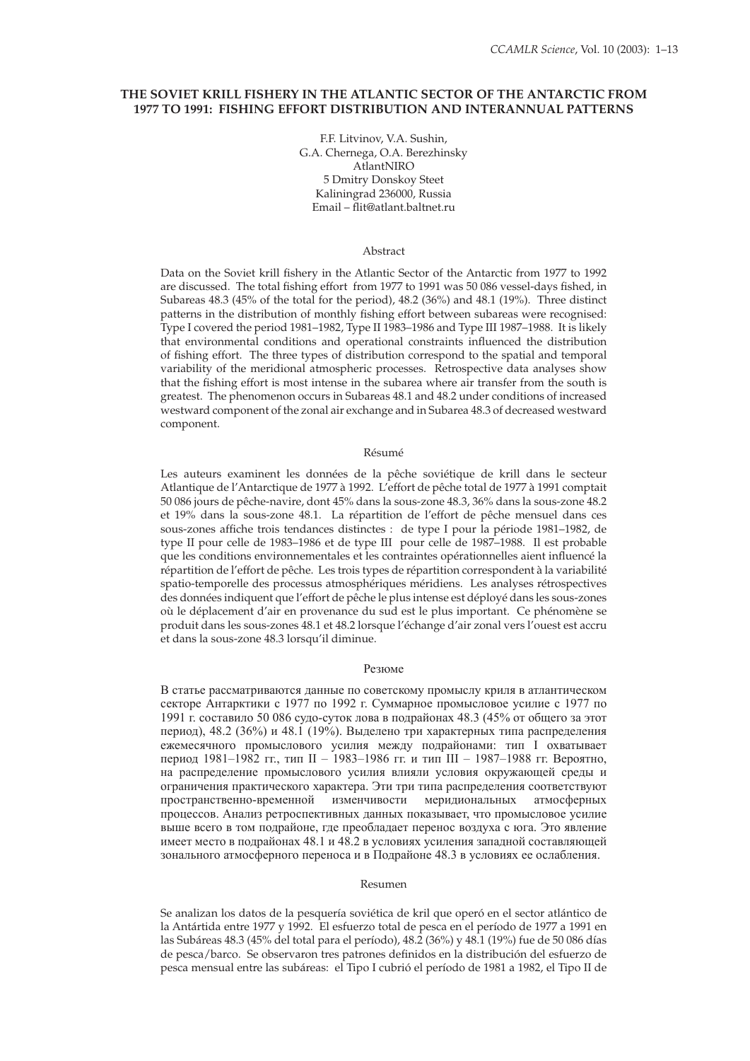# THE SOVIET KRILL FISHERY IN THE ATLANTIC SECTOR OF THE ANTARCTIC FROM 1977 TO 1991: FISHING EFFORT DISTRIBUTION AND INTERANNUAL PATTERNS

F.F. Litvinov, V.A. Sushin,
G.A. Chernega, O.A. Berezhinsky
AtlantNIRO
5 Dmitry Donskoy Steet
Kaliningrad 236000, Russia
Email – flit@atlant.baltnet.ru

## Abstract

Data on the Soviet krill fishery in the Atlantic Sector of the Antarctic from 1977 to 1992 are discussed. The total fishing effort from 1977 to 1991 was 50 086 vessel-days fished, in Subareas 48.3 (45% of the total for the period), 48.2 (36%) and 48.1 (19%). Three distinct patterns in the distribution of monthly fishing effort between subareas were recognised: Type I covered the period 1981–1982, Type II 1983–1986 and Type III 1987–1988. It is likely that environmental conditions and operational constraints influenced the distribution of fishing effort. The three types of distribution correspond to the spatial and temporal variability of the meridional atmospheric processes. Retrospective data analyses show that the fishing effort is most intense in the subarea where air transfer from the south is greatest. The phenomenon occurs in Subareas 48.1 and 48.2 under conditions of increased westward component of the zonal air exchange and in Subarea 48.3 of decreased westward component.

## Résumé

Les auteurs examinent les données de la pêche soviétique de krill dans le secteur Atlantique de l'Antarctique de 1977 à 1992. L'effort de pêche total de 1977 à 1991 comptait 50 086 jours de pêche-navire, dont 45% dans la sous-zone 48.3, 36% dans la sous-zone 48.2 et 19% dans la sous-zone 48.1. La répartition de l'effort de pêche mensuel dans ces sous-zones affiche trois tendances distinctes : de type I pour la période 1981–1982, de type II pour celle de 1983–1986 et de type III pour celle de 1987–1988. Il est probable que les conditions environnementales et les contraintes opérationnelles aient influencé la répartition de l'effort de pêche. Les trois types de répartition correspondent à la variabilité spatio-temporelle des processus atmosphériques méridiens. Les analyses rétrospectives des données indiquent que l'effort de pêche le plus intense est déployé dans les sous-zones où le déplacement d'air en provenance du sud est le plus important. Ce phénomène se produit dans les sous-zones 48.1 et 48.2 lorsque l'échange d'air zonal vers l'ouest est accru et dans la sous-zone 48.3 lorsqu'il diminue.

## Резюме

В статье рассматриваются данные по советскому промыслу криля в атлантическом секторе Антарктики с 1977 по 1992 г. Суммарное промысловое усилие с 1977 по 1991 г. составило 50 086 судо-суток лова в подрайонах 48.3 (45% от общего за этот период), 48.2 (36%) и 48.1 (19%). Выделено три характерных типа распределения ежемесячного промыслового усилия между подрайонами: тип I охватывает период 1981–1982 гг., тип II – 1983–1986 гг. и тип III – 1987–1988 гг. Вероятно, на распределение промыслового усилия влияли условия окружающей среды и ограничения практического характера. Эти три типа распределения соответствуют пространственно-временной изменчивости меридиональных атмосферных процессов. Анализ ретроспективных данных показывает, что промысловое усилие выше всего в том подрайоне, где преобладает перенос воздуха с юга. Это явление имеет место в подрайонах 48.1 и 48.2 в условиях усиления западной составляющей зонального атмосферного переноса и в Подрайоне 48.3 в условиях ее ослабления.

## Resumen

Se analizan los datos de la pesquería soviética de kril que operó en el sector atlántico de la Antártida entre 1977 y 1992. El esfuerzo total de pesca en el período de 1977 a 1991 en las Subáreas 48.3 (45% del total para el período), 48.2 (36%) y 48.1 (19%) fue de 50 086 días de pesca/barco. Se observaron tres patrones definidos en la distribución del esfuerzo de pesca mensual entre las subáreas: el Tipo I cubrió el período de 1981 a 1982, el Tipo II de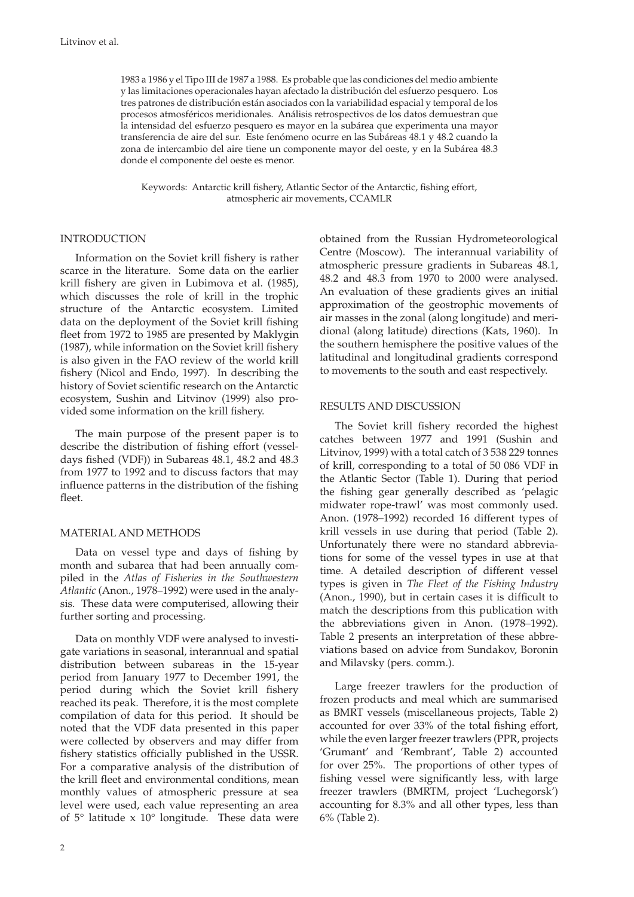1983 a 1986 y el Tipo III de 1987 a 1988. Es probable que las condiciones del medio ambiente y las limitaciones operacionales hayan afectado la distribución del esfuerzo pesquero. Los tres patrones de distribución están asociados con la variabilidad espacial y temporal de los procesos atmosféricos meridionales. Análisis retrospectivos de los datos demuestran que la intensidad del esfuerzo pesquero es mayor en la subárea que experimenta una mayor transferencia de aire del sur. Este fenómeno ocurre en las Subáreas 48.1 y 48.2 cuando la zona de intercambio del aire tiene un componente mayor del oeste, y en la Subárea 48.3 donde el componente del oeste es menor.

Keywords: Antarctic krill fishery, Atlantic Sector of the Antarctic, fishing effort, atmospheric air movements, CCAMLR

## INTRODUCTION

Information on the Soviet krill fishery is rather scarce in the literature. Some data on the earlier krill fishery are given in Lubimova et al. (1985), which discusses the role of krill in the trophic structure of the Antarctic ecosystem. Limited data on the deployment of the Soviet krill fishing fleet from 1972 to 1985 are presented by Maklygin (1987), while information on the Soviet krill fishery is also given in the FAO review of the world krill fishery (Nicol and Endo, 1997). In describing the history of Soviet scientific research on the Antarctic ecosystem, Sushin and Litvinov (1999) also provided some information on the krill fishery.

The main purpose of the present paper is to describe the distribution of fishing effort (vessel-days fished (VDF)) in Subareas 48.1, 48.2 and 48.3 from 1977 to 1992 and to discuss factors that may influence patterns in the distribution of the fishing fleet.

## MATERIAL AND METHODS

Data on vessel type and days of fishing by month and subarea that had been annually compiled in the *Atlas of Fisheries in the Southwestern Atlantic* (Anon., 1978–1992) were used in the analysis. These data were computerised, allowing their further sorting and processing.

Data on monthly VDF were analysed to investigate variations in seasonal, interannual and spatial distribution between subareas in the 15-year period from January 1977 to December 1991, the period during which the Soviet krill fishery reached its peak. Therefore, it is the most complete compilation of data for this period. It should be noted that the VDF data presented in this paper were collected by observers and may differ from fishery statistics officially published in the USSR. For a comparative analysis of the distribution of the krill fleet and environmental conditions, mean monthly values of atmospheric pressure at sea level were used, each value representing an area of 5° latitude x 10° longitude. These data were obtained from the Russian Hydrometeorological Centre (Moscow). The interannual variability of atmospheric pressure gradients in Subareas 48.1, 48.2 and 48.3 from 1970 to 2000 were analysed. An evaluation of these gradients gives an initial approximation of the geostrophic movements of air masses in the zonal (along longitude) and meridional (along latitude) directions (Kats, 1960). In the southern hemisphere the positive values of the latitudinal and longitudinal gradients correspond to movements to the south and east respectively.

## RESULTS AND DISCUSSION

The Soviet krill fishery recorded the highest catches between 1977 and 1991 (Sushin and Litvinov, 1999) with a total catch of 3 538 229 tonnes of krill, corresponding to a total of 50 086 VDF in the Atlantic Sector (Table 1). During that period the fishing gear generally described as 'pelagic midwater rope-trawl' was most commonly used. Anon. (1978–1992) recorded 16 different types of krill vessels in use during that period (Table 2). Unfortunately there were no standard abbreviations for some of the vessel types in use at that time. A detailed description of different vessel types is given in *The Fleet of the Fishing Industry* (Anon., 1990), but in certain cases it is difficult to match the descriptions from this publication with the abbreviations given in Anon. (1978–1992). Table 2 presents an interpretation of these abbreviations based on advice from Sundakov, Boronin and Milavsky (pers. comm.).

Large freezer trawlers for the production of frozen products and meal which are summarised as BMRT vessels (miscellaneous projects, Table 2) accounted for over 33% of the total fishing effort, while the even larger freezer trawlers (PPR, projects 'Grumant' and 'Rembrant', Table 2) accounted for over 25%. The proportions of other types of fishing vessel were significantly less, with large freezer trawlers (BMRTM, project 'Luchegorsk') accounting for 8.3% and all other types, less than 6% (Table 2).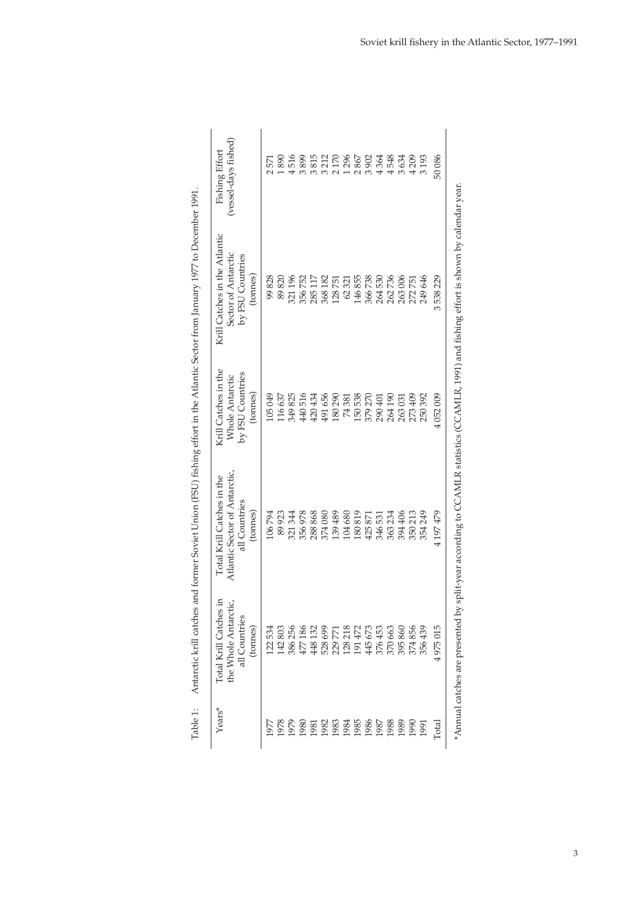Table 1: Antarctic krill catches and former Soviet Union (FSU) fishing effort in the Atlantic Sector from January 1977 to December 1991.

| Years* | Total Krill Catches in the Whole Antarctic, all Countries (tonnes) | Total Krill Catches in the Atlantic Sector of Antarctic, all Countries (tonnes) | Krill Catches in the Whole Antarctic by FSU Countries (tonnes) | Krill Catches in the Atlantic Sector of Antarctic by FSU Countries (tonnes) | Fishing Effort (vessel-days fished) |
|---|---|---|---|---|---|
| 1977 | 122 534 | 106 794 | 105 049 | 99 828 | 2 571 |
| 1978 | 142 803 | 89 923 | 116 637 | 89 820 | 1 890 |
| 1979 | 386 256 | 321 344 | 349 825 | 321 196 | 4 516 |
| 1980 | 477 186 | 356 978 | 440 516 | 356 752 | 3 899 |
| 1981 | 448 132 | 288 868 | 420 434 | 285 117 | 3 815 |
| 1982 | 528 699 | 374 080 | 491 656 | 368 182 | 3 212 |
| 1983 | 229 771 | 139 489 | 180 290 | 128 751 | 2 170 |
| 1984 | 128 218 | 104 680 | 74 381 | 62 321 | 1 296 |
| 1985 | 191 472 | 180 819 | 150 538 | 146 855 | 2 867 |
| 1986 | 445 673 | 425 871 | 379 270 | 366 738 | 3 902 |
| 1987 | 376 453 | 346 531 | 290 401 | 264 530 | 4 364 |
| 1988 | 370 663 | 363 234 | 264 190 | 262 736 | 4 548 |
| 1989 | 395 860 | 394 406 | 263 031 | 263 006 | 3 634 |
| 1990 | 374 856 | 350 213 | 273 409 | 272 751 | 4 209 |
| 1991 | 356 439 | 354 249 | 250 392 | 249 646 | 3 193 |
| Total | 4 975 015 | 4 197 479 | 4 052 009 | 3 538 229 | 50 086 |

*Annual catches are presented by split-year according to CCAMLR statistics (CCAMLR, 1991) and fishing effort is shown by calendar year.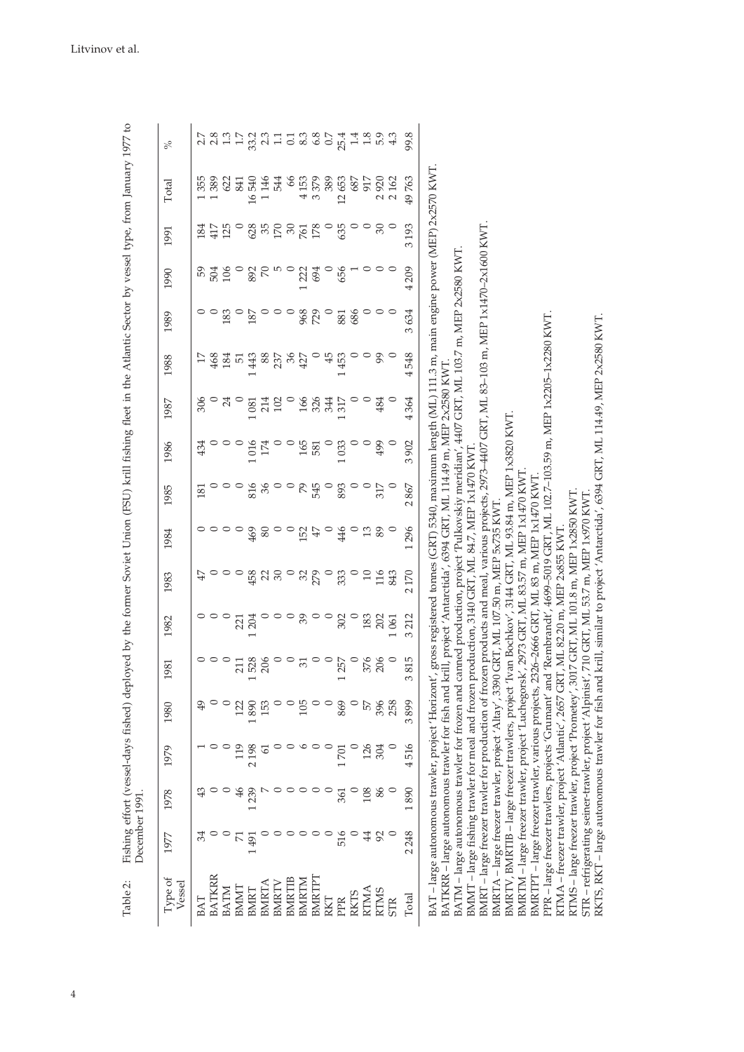Table 2: Fishing effort (vessel-days fished) deployed by the former Soviet Union (FSU) krill fishing fleet in the Atlantic Sector by vessel type, from January 1977 to December 1991.

| Type of Vessel | 1977 | 1978 | 1979 | 1980 | 1981 | 1982 | 1983 | 1984 | 1985 | 1986 | 1987 | 1988 | 1989 | 1990 | 1991 | Total | % |
|---|---|---|---|---|---|---|---|---|---|---|---|---|---|---|---|---|---|
| BAT | 34 | 43 | 1 | 49 | 0 | 0 | 47 | 0 | 181 | 434 | 306 | 17 | 0 | 59 | 184 | 1 355 | 2.7 |
| BATKRR | 0 | 0 | 0 | 0 | 0 | 0 | 0 | 0 | 0 | 0 | 0 | 468 | 0 | 504 | 417 | 1 389 | 2.8 |
| BATM | 0 | 0 | 0 | 0 | 0 | 0 | 0 | 0 | 0 | 0 | 24 | 184 | 183 | 106 | 125 | 622 | 1.3 |
| BMMT | 71 | 46 | 119 | 122 | 211 | 221 | 0 | 0 | 0 | 0 | 0 | 51 | 0 | 0 | 0 | 841 | 1.7 |
| BMRT | 1 491 | 1 239 | 2 198 | 1 890 | 1 528 | 1 204 | 458 | 469 | 816 | 1 016 | 1 081 | 1 443 | 187 | 892 | 628 | 16 540 | 33.2 |
| BMRTA | 0 | 7 | 61 | 153 | 206 | 0 | 22 | 80 | 36 | 174 | 214 | 88 | 0 | 70 | 35 | 1 146 | 2.3 |
| BMRTV | 0 | 0 | 0 | 0 | 0 | 0 | 30 | 0 | 0 | 0 | 102 | 237 | 0 | 5 | 170 | 544 | 1.1 |
| BMRTIB | 0 | 0 | 0 | 0 | 0 | 0 | 0 | 0 | 0 | 0 | 0 | 36 | 0 | 0 | 30 | 66 | 0.1 |
| BMRTM | 0 | 0 | 6 | 105 | 31 | 39 | 32 | 152 | 79 | 165 | 166 | 427 | 968 | 1 222 | 761 | 4 153 | 8.3 |
| BMRTPT | 0 | 0 | 0 | 0 | 0 | 0 | 279 | 47 | 545 | 581 | 326 | 0 | 729 | 694 | 178 | 3 379 | 6.8 |
| RKT | 0 | 0 | 0 | 0 | 0 | 0 | 0 | 0 | 0 | 0 | 344 | 45 | 0 | 0 | 0 | 389 | 0.7 |
| PPR | 516 | 361 | 1 701 | 869 | 1 257 | 302 | 333 | 446 | 893 | 1 033 | 1 317 | 1 453 | 881 | 656 | 635 | 12 653 | 25.4 |
| RKTS | 0 | 0 | 0 | 0 | 0 | 0 | 0 | 0 | 0 | 0 | 0 | 0 | 686 | 1 | 0 | 687 | 1.4 |
| RTMA | 44 | 108 | 126 | 57 | 376 | 183 | 10 | 13 | 0 | 0 | 0 | 0 | 0 | 0 | 0 | 917 | 1.8 |
| RTMS | 92 | 86 | 304 | 396 | 206 | 202 | 116 | 89 | 317 | 499 | 484 | 99 | 0 | 0 | 30 | 2 920 | 5.9 |
| STR | 0 | 0 | 0 | 258 | 0 | 1 061 | 843 | 0 | 0 | 0 | 0 | 0 | 0 | 0 | 0 | 2 162 | 4.3 |
| Total | 2 248 | 1 890 | 4 516 | 3 899 | 3 815 | 3 212 | 2 170 | 1 296 | 2 867 | 3 902 | 4 364 | 4 548 | 3 634 | 4 209 | 3 193 | 49 763 | 99.8 |

BAT – large autonomous trawler, project 'Horizont', gross registered tonnes (GRT) 5340, maximum length (ML) 111.3 m, main engine power (MEP) 2x2570 KWT.
BATKRR – large autonomous trawler for fish and krill, project 'Antarctida', 6394 GRT, ML 114.49 m, MEP 2x2580 KWT.
BATM – large autonomous trawler for frozen and canned production, project 'Pulkovskiy meridian', 4407 GRT, ML 103.7 m, MEP 2x2580 KWT.
BMMT – large fishing trawler for meal and frozen production, 3140 GRT, ML 84.7, MEP 1x1470 KWT.
BMRT – large freezer trawler for production of frozen products and meal, various projects, 2973–4407 GRT, ML 83–103 m, MEP 1x1470–2x1600 KWT.
BMRTA – large freezer trawler, project 'Altay', 3390 GRT, ML 107.50 m, MEP 5x735 KWT.
BMRTV, BMRTIB – large freezer trawlers, project 'Ivan Bochkov', 3144 GRT, ML 93.84 m, MEP 1x3820 KWT.
BMRTM – large freezer trawler, project 'Luchegorsk', 2973 GRT, ML 83.57 m, MEP 1x1470 KWT.
BMRTPT – large freezer trawler, various projects, 2326–2666 GRT, ML 83 m, MEP 1x1470 KWT.
PPR – large freezer trawlers, projects 'Grumant' and 'Rembrandt', 4699–5019 GRT, ML 102.7–103.59 m, MEP 1x2205–1x2280 KWT.
RTMA – freezer trawler, project 'Atlantic', 2657 GRT, ML 82.20 m, MEP 2x855 KWT.
RTMS – large freezer trawler, project 'Prometey', 3017 GRT, ML 101.8 m, MEP 1x2850 KWT.
STR – refrigerating seiner-trawler, project 'Alpinist', 710 GRT, ML 53.7 m, MEP 1x970 KWT.
RKTS, RKT – large autonomous trawler for fish and krill, similar to project 'Antarctida', 6394 GRT, ML 114.49, MEP 2x2580 KWT.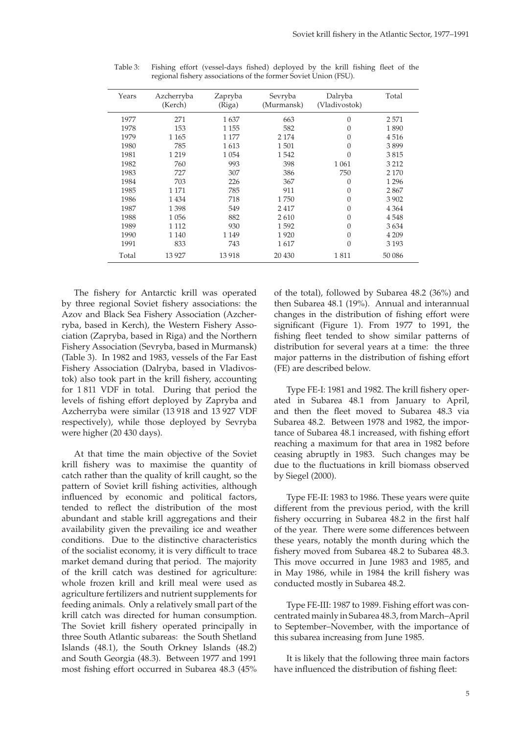Table 3: Fishing effort (vessel-days fished) deployed by the krill fishing fleet of the regional fishery associations of the former Soviet Union (FSU).

| Years | Azcherryba (Kerch) | Zapryba (Riga) | Sevryba (Murmansk) | Dalryba (Vladivostok) | Total |
|---|---|---|---|---|---|
| 1977 | 271 | 1 637 | 663 | 0 | 2 571 |
| 1978 | 153 | 1 155 | 582 | 0 | 1 890 |
| 1979 | 1 165 | 1 177 | 2 174 | 0 | 4 516 |
| 1980 | 785 | 1 613 | 1 501 | 0 | 3 899 |
| 1981 | 1 219 | 1 054 | 1 542 | 0 | 3 815 |
| 1982 | 760 | 993 | 398 | 1 061 | 3 212 |
| 1983 | 727 | 307 | 386 | 750 | 2 170 |
| 1984 | 703 | 226 | 367 | 0 | 1 296 |
| 1985 | 1 171 | 785 | 911 | 0 | 2 867 |
| 1986 | 1 434 | 718 | 1 750 | 0 | 3 902 |
| 1987 | 1 398 | 549 | 2 417 | 0 | 4 364 |
| 1988 | 1 056 | 882 | 2 610 | 0 | 4 548 |
| 1989 | 1 112 | 930 | 1 592 | 0 | 3 634 |
| 1990 | 1 140 | 1 149 | 1 920 | 0 | 4 209 |
| 1991 | 833 | 743 | 1 617 | 0 | 3 193 |
| Total | 13 927 | 13 918 | 20 430 | 1 811 | 50 086 |

The fishery for Antarctic krill was operated by three regional Soviet fishery associations: the Azov and Black Sea Fishery Association (Azcherryba, based in Kerch), the Western Fishery Association (Zapryba, based in Riga) and the Northern Fishery Association (Sevryba, based in Murmansk) (Table 3). In 1982 and 1983, vessels of the Far East Fishery Association (Dalryba, based in Vladivostok) also took part in the krill fishery, accounting for 1 811 VDF in total. During that period the levels of fishing effort deployed by Zapryba and Azcherryba were similar (13 918 and 13 927 VDF respectively), while those deployed by Sevryba were higher (20 430 days).

At that time the main objective of the Soviet krill fishery was to maximise the quantity of catch rather than the quality of krill caught, so the pattern of Soviet krill fishing activities, although influenced by economic and political factors, tended to reflect the distribution of the most abundant and stable krill aggregations and their availability given the prevailing ice and weather conditions. Due to the distinctive characteristics of the socialist economy, it is very difficult to trace market demand during that period. The majority of the krill catch was destined for agriculture: whole frozen krill and krill meal were used as agriculture fertilizers and nutrient supplements for feeding animals. Only a relatively small part of the krill catch was directed for human consumption. The Soviet krill fishery operated principally in three South Atlantic subareas: the South Shetland Islands (48.1), the South Orkney Islands (48.2) and South Georgia (48.3). Between 1977 and 1991 most fishing effort occurred in Subarea 48.3 (45% of the total), followed by Subarea 48.2 (36%) and then Subarea 48.1 (19%). Annual and interannual changes in the distribution of fishing effort were significant (Figure 1). From 1977 to 1991, the fishing fleet tended to show similar patterns of distribution for several years at a time: the three major patterns in the distribution of fishing effort (FE) are described below.

Type FE-I: 1981 and 1982. The krill fishery operated in Subarea 48.1 from January to April, and then the fleet moved to Subarea 48.3 via Subarea 48.2. Between 1978 and 1982, the importance of Subarea 48.1 increased, with fishing effort reaching a maximum for that area in 1982 before ceasing abruptly in 1983. Such changes may be due to the fluctuations in krill biomass observed by Siegel (2000).

Type FE-II: 1983 to 1986. These years were quite different from the previous period, with the krill fishery occurring in Subarea 48.2 in the first half of the year. There were some differences between these years, notably the month during which the fishery moved from Subarea 48.2 to Subarea 48.3. This move occurred in June 1983 and 1985, and in May 1986, while in 1984 the krill fishery was conducted mostly in Subarea 48.2.

Type FE-III: 1987 to 1989. Fishing effort was concentrated mainly in Subarea 48.3, from March–April to September–November, with the importance of this subarea increasing from June 1985.

It is likely that the following three main factors have influenced the distribution of fishing fleet: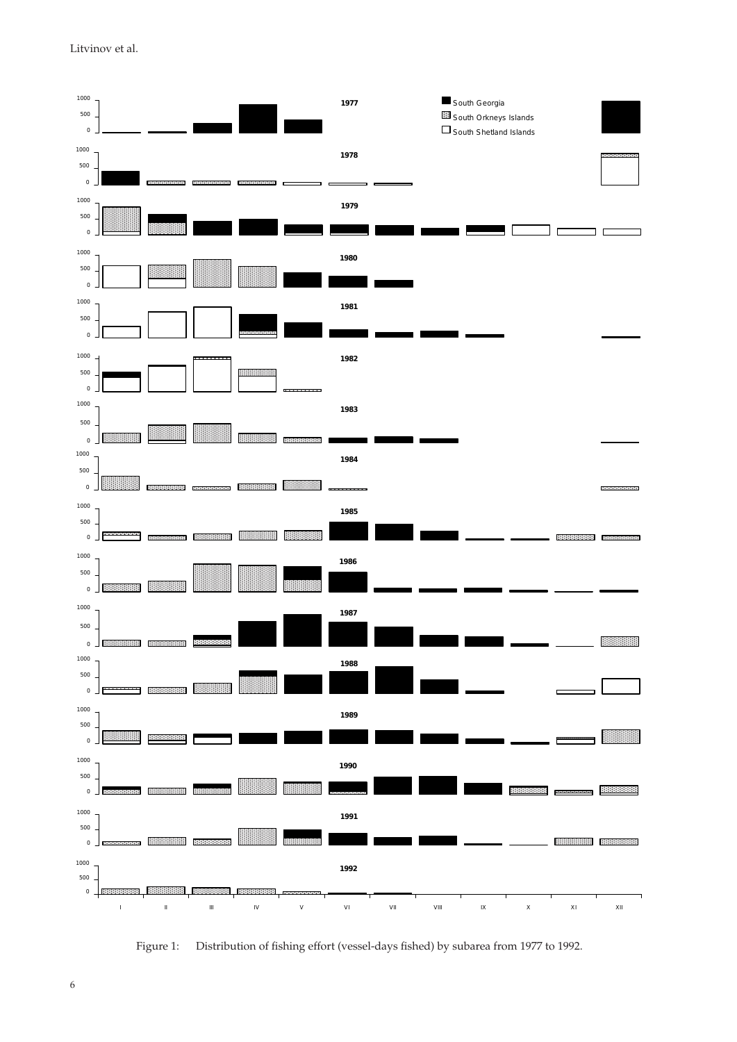Figure 1: Distribution of fishing effort (vessel-days fished) by subarea from 1977 to 1992.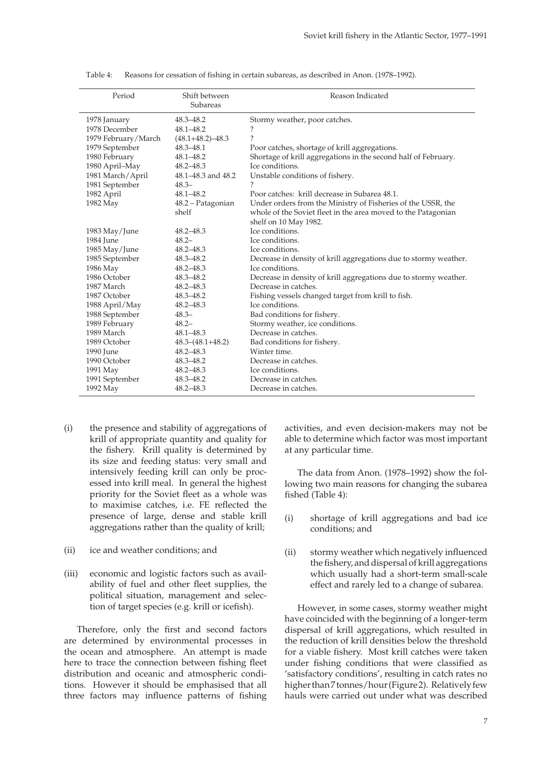Table 4: Reasons for cessation of fishing in certain subareas, as described in Anon. (1978–1992).

| Period | Shift between Subareas | Reason Indicated |
|---|---|---|
| 1978 January | 48.3–48.2 | Stormy weather, poor catches. |
| 1978 December | 48.1–48.2 | ? |
| 1979 February/March | (48.1+48.2)–48.3 | ? |
| 1979 September | 48.3–48.1 | Poor catches, shortage of krill aggregations. |
| 1980 February | 48.1–48.2 | Shortage of krill aggregations in the second half of February. |
| 1980 April–May | 48.2–48.3 | Ice conditions. |
| 1981 March/April | 48.1–48.3 and 48.2 | Unstable conditions of fishery. |
| 1981 September | 48.3– | ? |
| 1982 April | 48.1–48.2 | Poor catches: krill decrease in Subarea 48.1. |
| 1982 May | 48.2 – Patagonian shelf | Under orders from the Ministry of Fisheries of the USSR, the whole of the Soviet fleet in the area moved to the Patagonian shelf on 10 May 1982. |
| 1983 May/June | 48.2–48.3 | Ice conditions. |
| 1984 June | 48.2– | Ice conditions. |
| 1985 May/June | 48.2–48.3 | Ice conditions. |
| 1985 September | 48.3–48.2 | Decrease in density of krill aggregations due to stormy weather. |
| 1986 May | 48.2–48.3 | Ice conditions. |
| 1986 October | 48.3–48.2 | Decrease in density of krill aggregations due to stormy weather. |
| 1987 March | 48.2–48.3 | Decrease in catches. |
| 1987 October | 48.3–48.2 | Fishing vessels changed target from krill to fish. |
| 1988 April/May | 48.2–48.3 | Ice conditions. |
| 1988 September | 48.3– | Bad conditions for fishery. |
| 1989 February | 48.2– | Stormy weather, ice conditions. |
| 1989 March | 48.1–48.3 | Decrease in catches. |
| 1989 October | 48.3–(48.1+48.2) | Bad conditions for fishery. |
| 1990 June | 48.2–48.3 | Winter time. |
| 1990 October | 48.3–48.2 | Decrease in catches. |
| 1991 May | 48.2–48.3 | Ice conditions. |
| 1991 September | 48.3–48.2 | Decrease in catches. |
| 1992 May | 48.2–48.3 | Decrease in catches. |

(i) the presence and stability of aggregations of krill of appropriate quantity and quality for the fishery. Krill quality is determined by its size and feeding status: very small and intensively feeding krill can only be processed into krill meal. In general the highest priority for the Soviet fleet as a whole was to maximise catches, i.e. FE reflected the presence of large, dense and stable krill aggregations rather than the quality of krill;

(ii) ice and weather conditions; and

(iii) economic and logistic factors such as availability of fuel and other fleet supplies, the political situation, management and selection of target species (e.g. krill or icefish).

Therefore, only the first and second factors are determined by environmental processes in the ocean and atmosphere. An attempt is made here to trace the connection between fishing fleet distribution and oceanic and atmospheric conditions. However it should be emphasised that all three factors may influence patterns of fishing activities, and even decision-makers may not be able to determine which factor was most important at any particular time.

The data from Anon. (1978–1992) show the following two main reasons for changing the subarea fished (Table 4):

(i) shortage of krill aggregations and bad ice conditions; and

(ii) stormy weather which negatively influenced the fishery, and dispersal of krill aggregations which usually had a short-term small-scale effect and rarely led to a change of subarea.

However, in some cases, stormy weather might have coincided with the beginning of a longer-term dispersal of krill aggregations, which resulted in the reduction of krill densities below the threshold for a viable fishery. Most krill catches were taken under fishing conditions that were classified as 'satisfactory conditions', resulting in catch rates no higher than 7 tonnes/hour (Figure 2). Relatively few hauls were carried out under what was described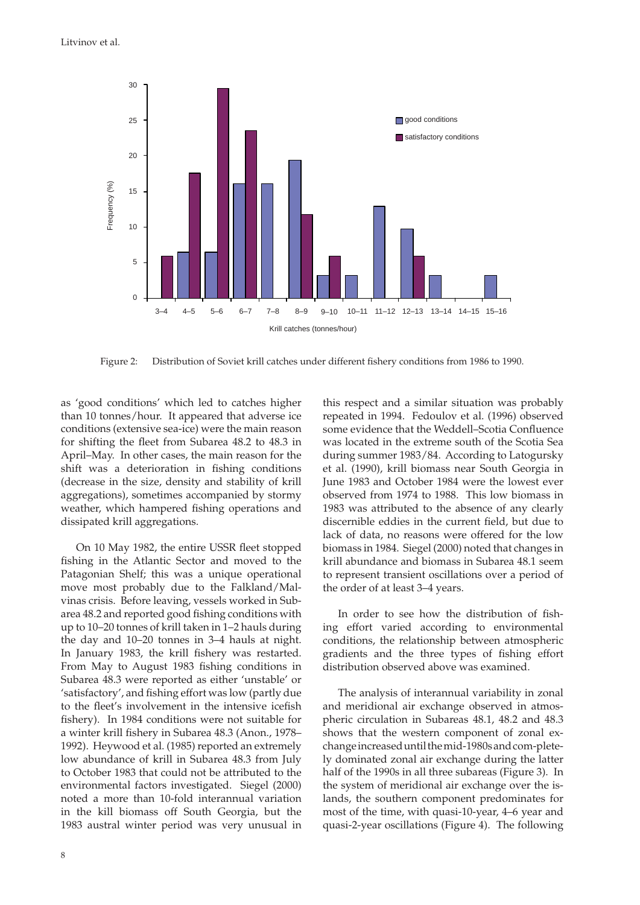Figure 2: Distribution of Soviet krill catches under different fishery conditions from 1986 to 1990.

as 'good conditions' which led to catches higher than 10 tonnes/hour. It appeared that adverse ice conditions (extensive sea-ice) were the main reason for shifting the fleet from Subarea 48.2 to 48.3 in April–May. In other cases, the main reason for the shift was a deterioration in fishing conditions (decrease in the size, density and stability of krill aggregations), sometimes accompanied by stormy weather, which hampered fishing operations and dissipated krill aggregations.

On 10 May 1982, the entire USSR fleet stopped fishing in the Atlantic Sector and moved to the Patagonian Shelf; this was a unique operational move most probably due to the Falkland/Malvinas crisis. Before leaving, vessels worked in Subarea 48.2 and reported good fishing conditions with up to 10–20 tonnes of krill taken in 1–2 hauls during the day and 10–20 tonnes in 3–4 hauls at night. In January 1983, the krill fishery was restarted. From May to August 1983 fishing conditions in Subarea 48.3 were reported as either 'unstable' or 'satisfactory', and fishing effort was low (partly due to the fleet's involvement in the intensive icefish fishery). In 1984 conditions were not suitable for a winter krill fishery in Subarea 48.3 (Anon., 1978–1992). Heywood et al. (1985) reported an extremely low abundance of krill in Subarea 48.3 from July to October 1983 that could not be attributed to the environmental factors investigated. Siegel (2000) noted a more than 10-fold interannual variation in the kill biomass off South Georgia, but the 1983 austral winter period was very unusual in this respect and a similar situation was probably repeated in 1994. Fedoulov et al. (1996) observed some evidence that the Weddell–Scotia Confluence was located in the extreme south of the Scotia Sea during summer 1983/84. According to Latogursky et al. (1990), krill biomass near South Georgia in June 1983 and October 1984 were the lowest ever observed from 1974 to 1988. This low biomass in 1983 was attributed to the absence of any clearly discernible eddies in the current field, but due to lack of data, no reasons were offered for the low biomass in 1984. Siegel (2000) noted that changes in krill abundance and biomass in Subarea 48.1 seem to represent transient oscillations over a period of the order of at least 3–4 years.

In order to see how the distribution of fishing effort varied according to environmental conditions, the relationship between atmospheric gradients and the three types of fishing effort distribution observed above was examined.

The analysis of interannual variability in zonal and meridional air exchange observed in atmospheric circulation in Subareas 48.1, 48.2 and 48.3 shows that the western component of zonal exchange increased until the mid-1980s and completely dominated zonal air exchange during the latter half of the 1990s in all three subareas (Figure 3). In the system of meridional air exchange over the islands, the southern component predominates for most of the time, with quasi-10-year, 4–6 year and quasi-2-year oscillations (Figure 4). The following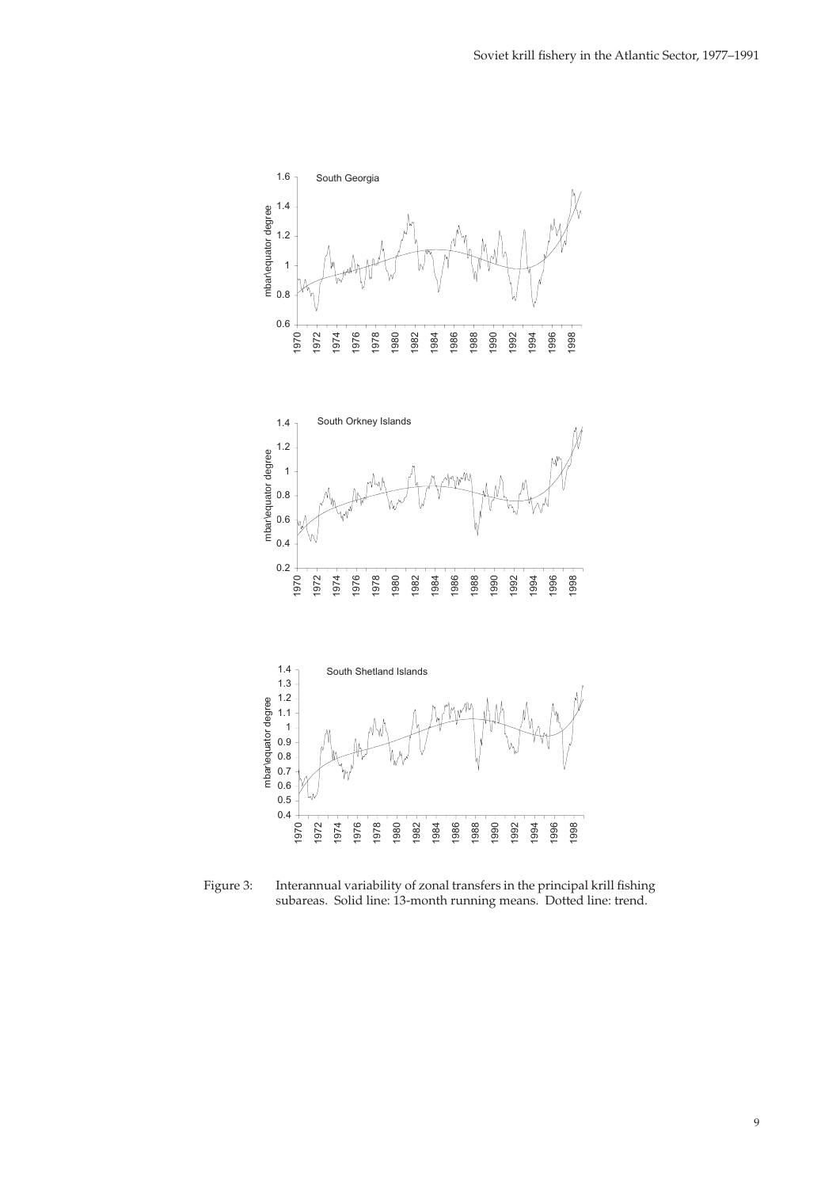Figure 3: Interannual variability of zonal transfers in the principal krill fishing subareas. Solid line: 13-month running means. Dotted line: trend.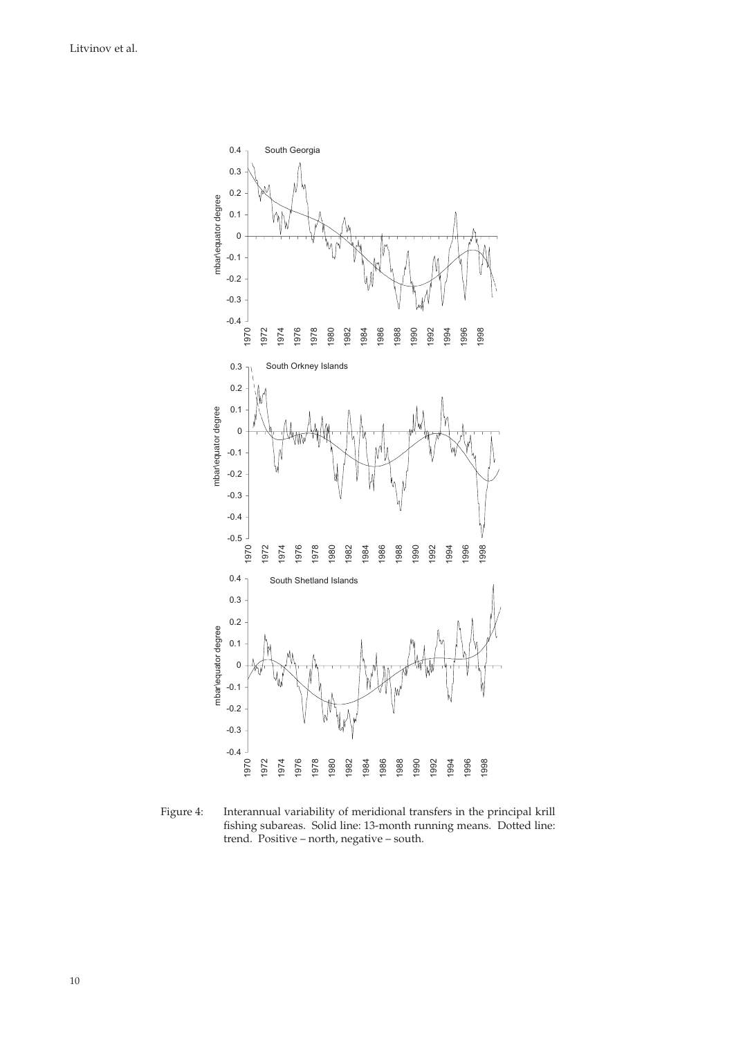Figure 4: Interannual variability of meridional transfers in the principal krill fishing subareas. Solid line: 13-month running means. Dotted line: trend. Positive – north, negative – south.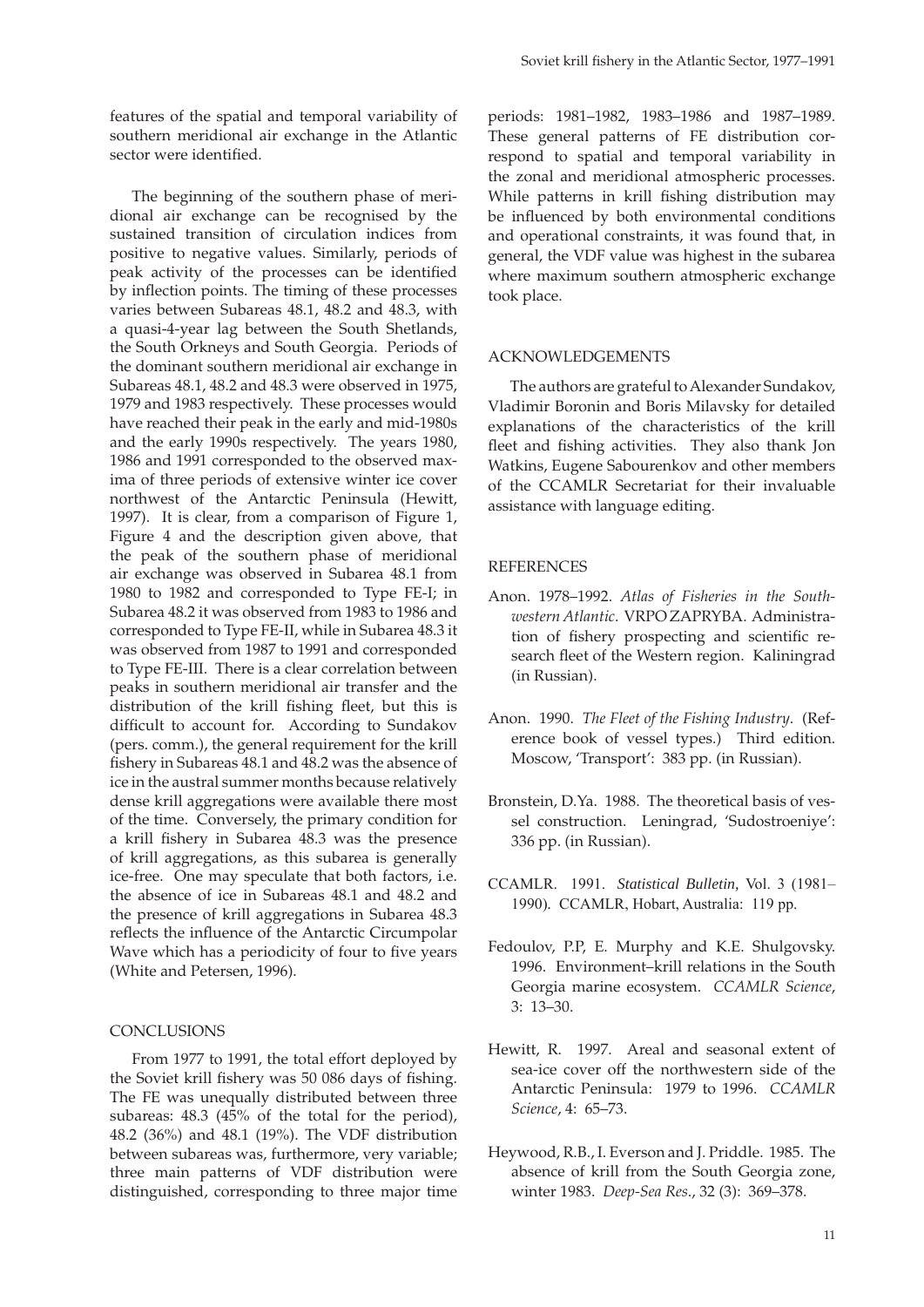features of the spatial and temporal variability of southern meridional air exchange in the Atlantic sector were identified.

The beginning of the southern phase of meridional air exchange can be recognised by the sustained transition of circulation indices from positive to negative values. Similarly, periods of peak activity of the processes can be identified by inflection points. The timing of these processes varies between Subareas 48.1, 48.2 and 48.3, with a quasi-4-year lag between the South Shetlands, the South Orkneys and South Georgia. Periods of the dominant southern meridional air exchange in Subareas 48.1, 48.2 and 48.3 were observed in 1975, 1979 and 1983 respectively. These processes would have reached their peak in the early and mid-1980s and the early 1990s respectively. The years 1980, 1986 and 1991 corresponded to the observed maxima of three periods of extensive winter ice cover northwest of the Antarctic Peninsula (Hewitt, 1997). It is clear, from a comparison of Figure 1, Figure 4 and the description given above, that the peak of the southern phase of meridional air exchange was observed in Subarea 48.1 from 1980 to 1982 and corresponded to Type FE-I; in Subarea 48.2 it was observed from 1983 to 1986 and corresponded to Type FE-II, while in Subarea 48.3 it was observed from 1987 to 1991 and corresponded to Type FE-III. There is a clear correlation between peaks in southern meridional air transfer and the distribution of the krill fishing fleet, but this is difficult to account for. According to Sundakov (pers. comm.), the general requirement for the krill fishery in Subareas 48.1 and 48.2 was the absence of ice in the austral summer months because relatively dense krill aggregations were available there most of the time. Conversely, the primary condition for a krill fishery in Subarea 48.3 was the presence of krill aggregations, as this subarea is generally ice-free. One may speculate that both factors, i.e. the absence of ice in Subareas 48.1 and 48.2 and the presence of krill aggregations in Subarea 48.3 reflects the influence of the Antarctic Circumpolar Wave which has a periodicity of four to five years (White and Petersen, 1996).

## CONCLUSIONS

From 1977 to 1991, the total effort deployed by the Soviet krill fishery was 50 086 days of fishing. The FE was unequally distributed between three subareas: 48.3 (45% of the total for the period), 48.2 (36%) and 48.1 (19%). The VDF distribution between subareas was, furthermore, very variable; three main patterns of VDF distribution were distinguished, corresponding to three major time periods: 1981–1982, 1983–1986 and 1987–1989. These general patterns of FE distribution correspond to spatial and temporal variability in the zonal and meridional atmospheric processes. While patterns in krill fishing distribution may be influenced by both environmental conditions and operational constraints, it was found that, in general, the VDF value was highest in the subarea where maximum southern atmospheric exchange took place.

## ACKNOWLEDGEMENTS

The authors are grateful to Alexander Sundakov, Vladimir Boronin and Boris Milavsky for detailed explanations of the characteristics of the krill fleet and fishing activities. They also thank Jon Watkins, Eugene Sabourenkov and other members of the CCAMLR Secretariat for their invaluable assistance with language editing.

## REFERENCES

Anon. 1978–1992. *Atlas of Fisheries in the Southwestern Atlantic*. VRPO ZAPRYBA. Administration of fishery prospecting and scientific research fleet of the Western region. Kaliningrad (in Russian).

Anon. 1990. *The Fleet of the Fishing Industry*. (Reference book of vessel types.) Third edition. Moscow, 'Transport': 383 pp. (in Russian).

Bronstein, D.Ya. 1988. The theoretical basis of vessel construction. Leningrad, 'Sudostroeniye': 336 pp. (in Russian).

CCAMLR. 1991. *Statistical Bulletin*, Vol. 3 (1981–1990). CCAMLR, Hobart, Australia: 119 pp.

Fedoulov, P.P, E. Murphy and K.E. Shulgovsky. 1996. Environment–krill relations in the South Georgia marine ecosystem. *CCAMLR Science*, 3: 13–30.

Hewitt, R. 1997. Areal and seasonal extent of sea-ice cover off the northwestern side of the Antarctic Peninsula: 1979 to 1996. *CCAMLR Science*, 4: 65–73.

Heywood, R.B., I. Everson and J. Priddle. 1985. The absence of krill from the South Georgia zone, winter 1983. *Deep-Sea Res.*, 32 (3): 369–378.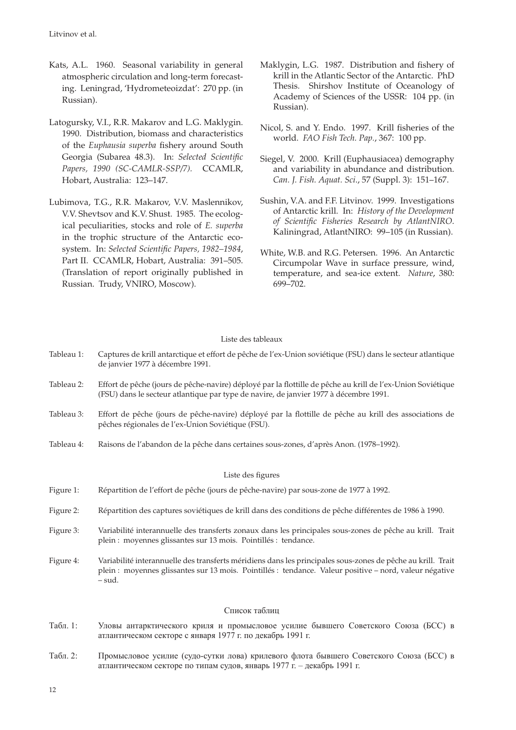Kats, A.L. 1960. Seasonal variability in general atmospheric circulation and long-term forecasting. Leningrad, 'Hydrometeoizdat': 270 pp. (in Russian).

Latogursky, V.I., R.R. Makarov and L.G. Maklygin. 1990. Distribution, biomass and characteristics of the *Euphausia superba* fishery around South Georgia (Subarea 48.3). In: *Selected Scientific Papers, 1990 (SC-CAMLR-SSP/7).* CCAMLR, Hobart, Australia: 123–147.

Lubimova, T.G., R.R. Makarov, V.V. Maslennikov, V.V. Shevtsov and K.V. Shust. 1985. The ecological peculiarities, stocks and role of *E. superba* in the trophic structure of the Antarctic ecosystem. In: *Selected Scientific Papers, 1982–1984*, Part II. CCAMLR, Hobart, Australia: 391–505. (Translation of report originally published in Russian. Trudy, VNIRO, Moscow).

Maklygin, L.G. 1987. Distribution and fishery of krill in the Atlantic Sector of the Antarctic. PhD Thesis. Shirshov Institute of Oceanology of Academy of Sciences of the USSR: 104 pp. (in Russian).

Nicol, S. and Y. Endo. 1997. Krill fisheries of the world. *FAO Fish Tech. Pap.*, 367: 100 pp.

Siegel, V. 2000. Krill (Euphausiacea) demography and variability in abundance and distribution. *Can. J. Fish. Aquat. Sci.*, 57 (Suppl. 3): 151–167.

Sushin, V.A. and F.F. Litvinov. 1999. Investigations of Antarctic krill. In: *History of the Development of Scientific Fisheries Research by AtlantNIRO*. Kaliningrad, AtlantNIRO: 99–105 (in Russian).

White, W.B. and R.G. Petersen. 1996. An Antarctic Circumpolar Wave in surface pressure, wind, temperature, and sea-ice extent. *Nature*, 380: 699–702.

## Liste des tableaux

Tableau 1: Captures de krill antarctique et effort de pêche de l'ex-Union soviétique (FSU) dans le secteur atlantique de janvier 1977 à décembre 1991.

Tableau 2: Effort de pêche (jours de pêche-navire) déployé par la flottille de pêche au krill de l'ex-Union Soviétique (FSU) dans le secteur atlantique par type de navire, de janvier 1977 à décembre 1991.

Tableau 3: Effort de pêche (jours de pêche-navire) déployé par la flottille de pêche au krill des associations de pêches régionales de l'ex-Union Soviétique (FSU).

Tableau 4: Raisons de l'abandon de la pêche dans certaines sous-zones, d'après Anon. (1978–1992).

## Liste des figures

Figure 1: Répartition de l'effort de pêche (jours de pêche-navire) par sous-zone de 1977 à 1992.

Figure 2: Répartition des captures soviétiques de krill dans des conditions de pêche différentes de 1986 à 1990.

Figure 3: Variabilité interannuelle des transferts zonaux dans les principales sous-zones de pêche au krill. Trait plein : moyennes glissantes sur 13 mois. Pointillés : tendance.

Figure 4: Variabilité interannuelle des transferts méridiens dans les principales sous-zones de pêche au krill. Trait plein : moyennes glissantes sur 13 mois. Pointillés : tendance. Valeur positive – nord, valeur négative – sud.

## Список таблиц

Табл. 1: Уловы антарктического криля и промысловое усилие бывшего Советского Союза (БСС) в атлантическом секторе с января 1977 г. по декабрь 1991 г.

Табл. 2: Промысловое усилие (судо-сутки лова) крилевого флота бывшего Советского Союза (БСС) в атлантическом секторе по типам судов, январь 1977 г. – декабрь 1991 г.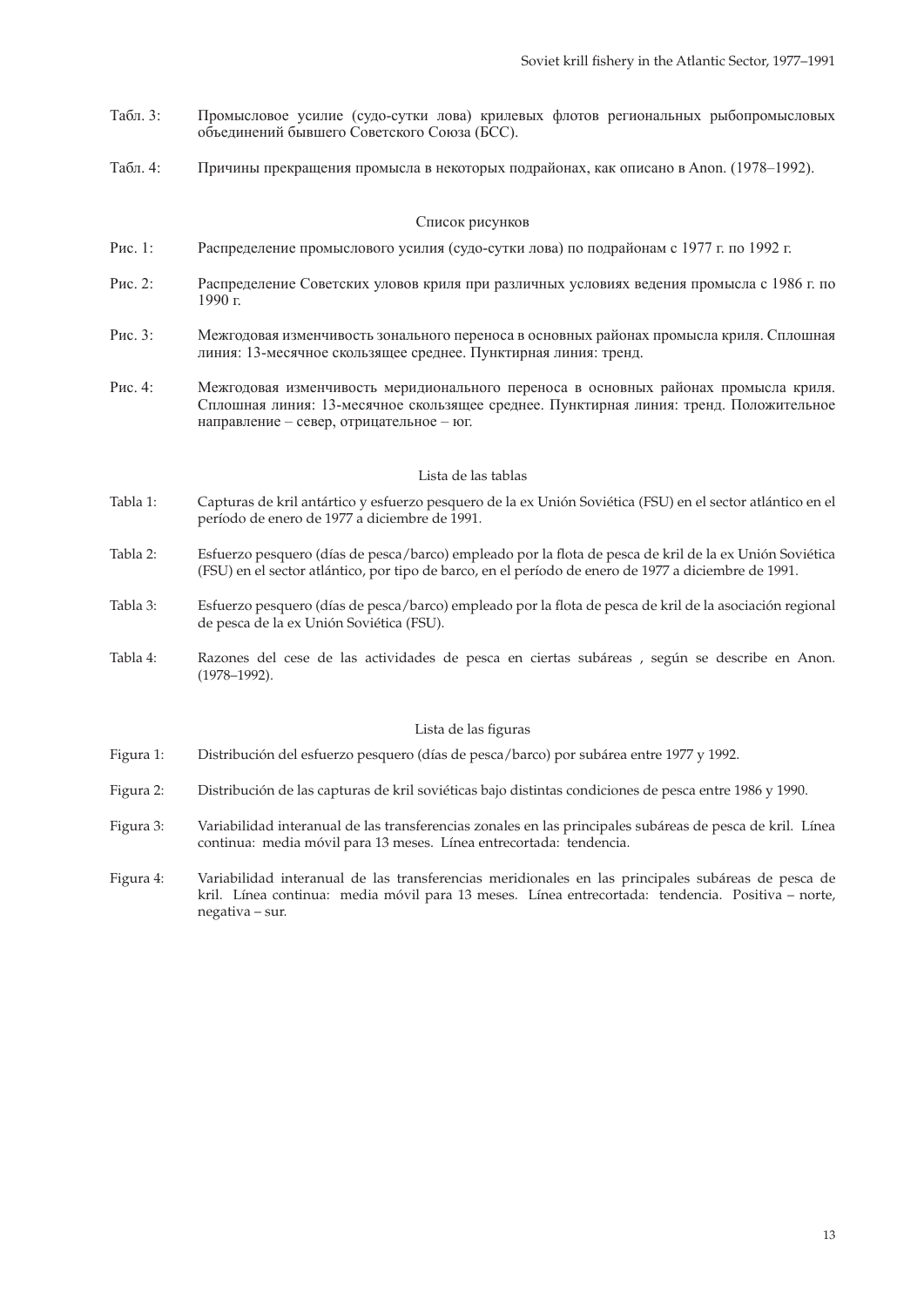Табл. 3: Промысловое усилие (судо-сутки лова) крилевых флотов региональных рыбопромысловых объединений бывшего Советского Союза (БСС).

Табл. 4: Причины прекращения промысла в некоторых подрайонах, как описано в Anon. (1978–1992).

### Список рисунков

Рис. 1: Распределение промыслового усилия (судо-сутки лова) по подрайонам с 1977 г. по 1992 г.

Рис. 2: Распределение Советских уловов криля при различных условиях ведения промысла с 1986 г. по 1990 г.

Рис. 3: Межгодовая изменчивость зонального переноса в основных районах промысла криля. Сплошная линия: 13-месячное скользящее среднее. Пунктирная линия: тренд.

Рис. 4: Межгодовая изменчивость меридионального переноса в основных районах промысла криля. Сплошная линия: 13-месячное скользящее среднее. Пунктирная линия: тренд. Положительное направление – север, отрицательное – юг.

### Lista de las tablas

Tabla 1: Capturas de kril antártico y esfuerzo pesquero de la ex Unión Soviética (FSU) en el sector atlántico en el período de enero de 1977 a diciembre de 1991.

Tabla 2: Esfuerzo pesquero (días de pesca/barco) empleado por la flota de pesca de kril de la ex Unión Soviética (FSU) en el sector atlántico, por tipo de barco, en el período de enero de 1977 a diciembre de 1991.

Tabla 3: Esfuerzo pesquero (días de pesca/barco) empleado por la flota de pesca de kril de la asociación regional de pesca de la ex Unión Soviética (FSU).

Tabla 4: Razones del cese de las actividades de pesca en ciertas subáreas , según se describe en Anon. (1978–1992).

### Lista de las figuras

Figura 1: Distribución del esfuerzo pesquero (días de pesca/barco) por subárea entre 1977 y 1992.

Figura 2: Distribución de las capturas de kril soviéticas bajo distintas condiciones de pesca entre 1986 y 1990.

Figura 3: Variabilidad interanual de las transferencias zonales en las principales subáreas de pesca de kril. Línea continua: media móvil para 13 meses. Línea entrecortada: tendencia.

Figura 4: Variabilidad interanual de las transferencias meridionales en las principales subáreas de pesca de kril. Línea continua: media móvil para 13 meses. Línea entrecortada: tendencia. Positiva – norte, negativa – sur.